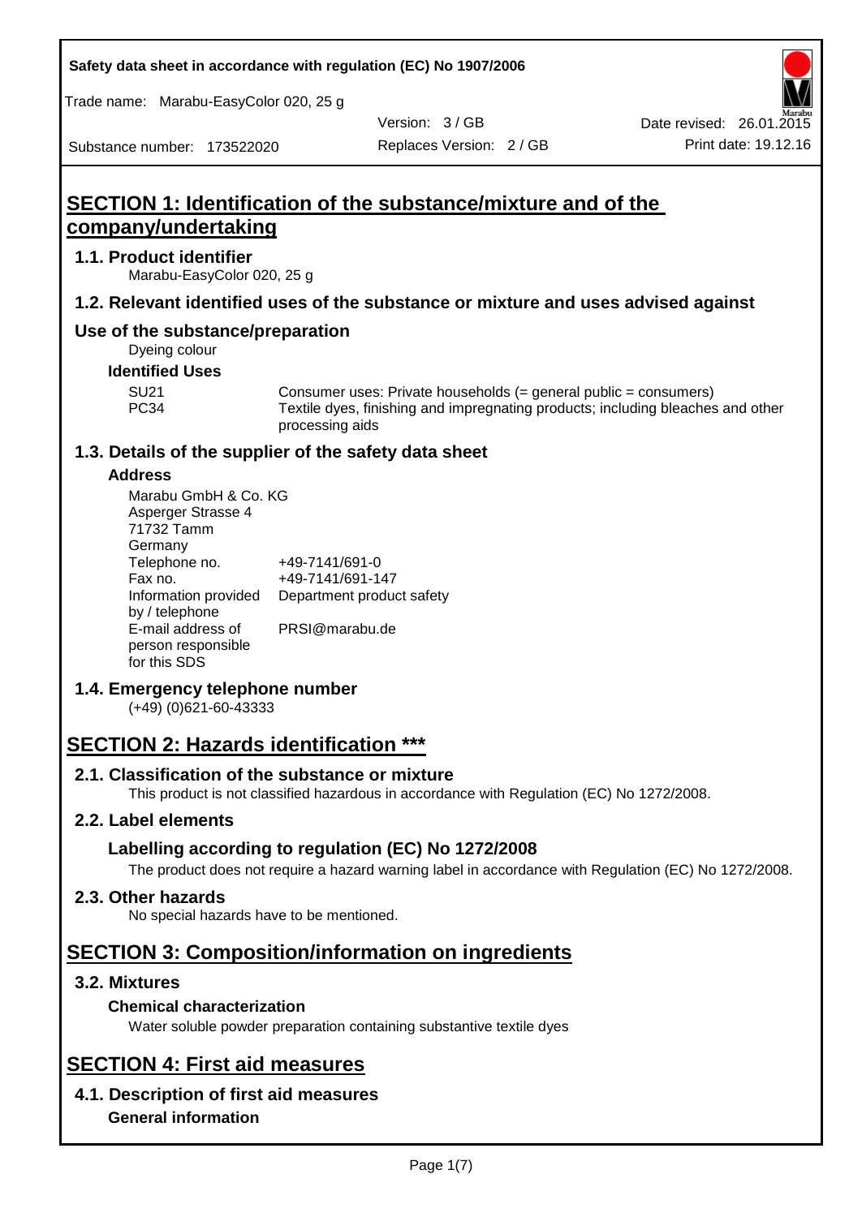Safety data sheet in accordance with regulation (EC) No 1907/2006

Trade name: Marabu-EasyColor 020, 25 g

Version: 3 / GB  
Date revised: 26.01.2015

Substance number: 173522020  
Replaces Version: 2 / GB  
Print date: 19.12.16

# SECTION 1: Identification of the substance/mixture and of the company/undertaking

## 1.1. Product identifier

Marabu-EasyColor 020, 25 g

## 1.2. Relevant identified uses of the substance or mixture and uses advised against

## Use of the substance/preparation

Dyeing colour

### Identified Uses

| | |
|---|---|
| SU21 | Consumer uses: Private households (= general public = consumers) |
| PC34 | Textile dyes, finishing and impregnating products; including bleaches and other processing aids |

## 1.3. Details of the supplier of the safety data sheet

### Address

Marabu GmbH & Co. KG  
Asperger Strasse 4  
71732 Tamm  
Germany

| | |
|---|---|
| Telephone no. | +49-7141/691-0 |
| Fax no. | +49-7141/691-147 |
| Information provided by / telephone | Department product safety |
| E-mail address of person responsible for this SDS | PRSI@marabu.de |

## 1.4. Emergency telephone number

(+49) (0)621-60-43333

# SECTION 2: Hazards identification ***

## 2.1. Classification of the substance or mixture

This product is not classified hazardous in accordance with Regulation (EC) No 1272/2008.

## 2.2. Label elements

### Labelling according to regulation (EC) No 1272/2008

The product does not require a hazard warning label in accordance with Regulation (EC) No 1272/2008.

## 2.3. Other hazards

No special hazards have to be mentioned.

# SECTION 3: Composition/information on ingredients

## 3.2. Mixtures

### Chemical characterization

Water soluble powder preparation containing substantive textile dyes

# SECTION 4: First aid measures

## 4.1. Description of first aid measures

### General information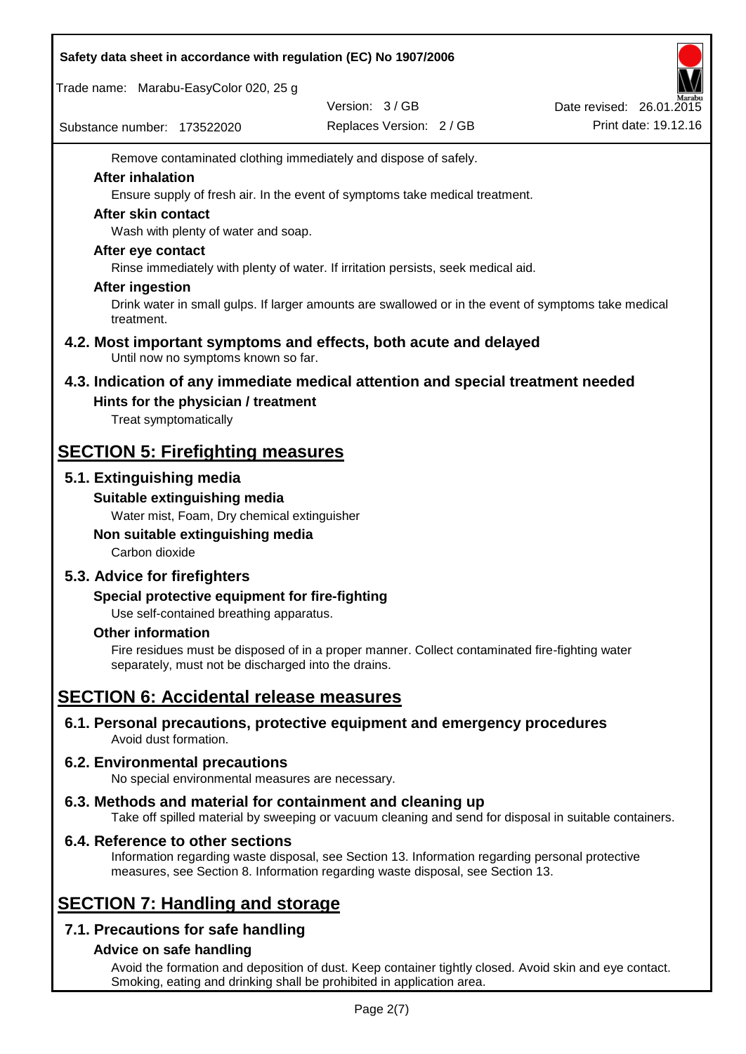Remove contaminated clothing immediately and dispose of safely.

**After inhalation**

Ensure supply of fresh air. In the event of symptoms take medical treatment.

**After skin contact**

Wash with plenty of water and soap.

**After eye contact**

Rinse immediately with plenty of water. If irritation persists, seek medical aid.

**After ingestion**

Drink water in small gulps. If larger amounts are swallowed or in the event of symptoms take medical treatment.

### 4.2. Most important symptoms and effects, both acute and delayed

Until now no symptoms known so far.

### 4.3. Indication of any immediate medical attention and special treatment needed

**Hints for the physician / treatment**

Treat symptomatically

## SECTION 5: Firefighting measures

### 5.1. Extinguishing media

**Suitable extinguishing media**

Water mist, Foam, Dry chemical extinguisher

**Non suitable extinguishing media**

Carbon dioxide

### 5.3. Advice for firefighters

**Special protective equipment for fire-fighting**

Use self-contained breathing apparatus.

**Other information**

Fire residues must be disposed of in a proper manner. Collect contaminated fire-fighting water separately, must not be discharged into the drains.

## SECTION 6: Accidental release measures

### 6.1. Personal precautions, protective equipment and emergency procedures

Avoid dust formation.

### 6.2. Environmental precautions

No special environmental measures are necessary.

### 6.3. Methods and material for containment and cleaning up

Take off spilled material by sweeping or vacuum cleaning and send for disposal in suitable containers.

### 6.4. Reference to other sections

Information regarding waste disposal, see Section 13. Information regarding personal protective measures, see Section 8. Information regarding waste disposal, see Section 13.

## SECTION 7: Handling and storage

### 7.1. Precautions for safe handling

**Advice on safe handling**

Avoid the formation and deposition of dust. Keep container tightly closed. Avoid skin and eye contact. Smoking, eating and drinking shall be prohibited in application area.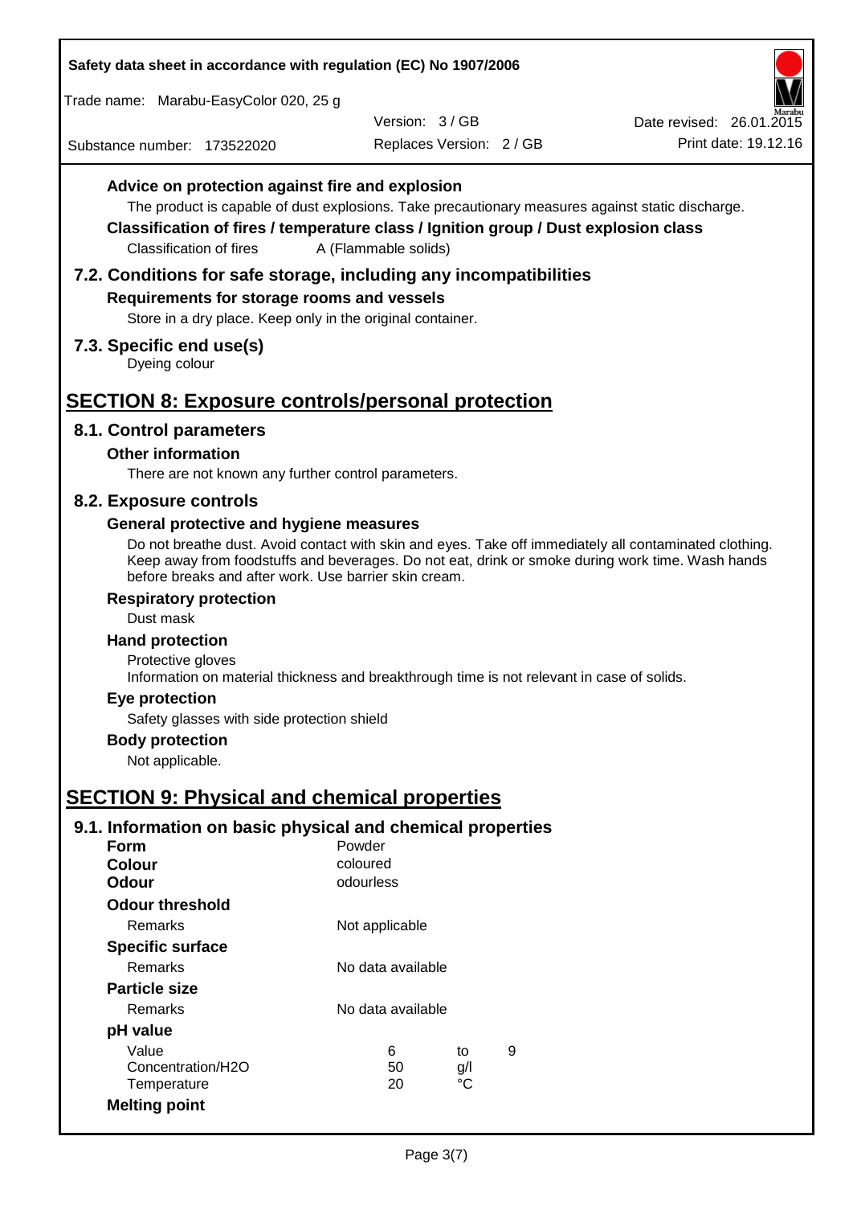### Advice on protection against fire and explosion

The product is capable of dust explosions. Take precautionary measures against static discharge.

### Classification of fires / temperature class / Ignition group / Dust explosion class

Classification of fires A (Flammable solids)

## 7.2. Conditions for safe storage, including any incompatibilities

### Requirements for storage rooms and vessels

Store in a dry place. Keep only in the original container.

## 7.3. Specific end use(s)

Dyeing colour

# SECTION 8: Exposure controls/personal protection

## 8.1. Control parameters

### Other information

There are not known any further control parameters.

## 8.2. Exposure controls

### General protective and hygiene measures

Do not breathe dust. Avoid contact with skin and eyes. Take off immediately all contaminated clothing. Keep away from foodstuffs and beverages. Do not eat, drink or smoke during work time. Wash hands before breaks and after work. Use barrier skin cream.

### Respiratory protection

Dust mask

### Hand protection

Protective gloves

Information on material thickness and breakthrough time is not relevant in case of solids.

### Eye protection

Safety glasses with side protection shield

### Body protection

Not applicable.

# SECTION 9: Physical and chemical properties

## 9.1. Information on basic physical and chemical properties

| | | | |
|---|---|---|---|
| **Form** | Powder | | |
| **Colour** | coloured | | |
| **Odour** | odourless | | |
| **Odour threshold** | | | |
| Remarks | Not applicable | | |
| **Specific surface** | | | |
| Remarks | No data available | | |
| **Particle size** | | | |
| Remarks | No data available | | |
| **pH value** | | | |
| Value | 6 | to | 9 |
| Concentration/H2O | 50 | g/l | |
| Temperature | 20 | °C | |
| **Melting point** | | | |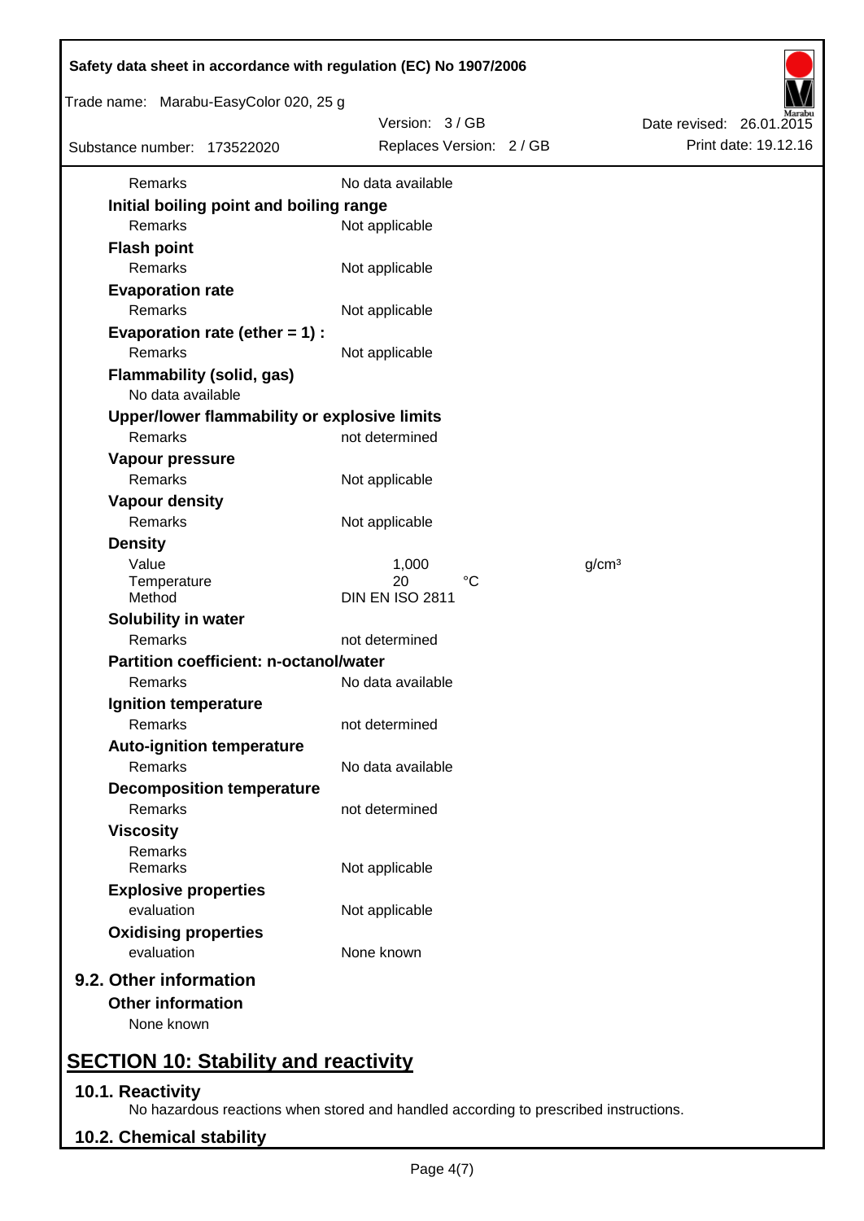| | | |
|---|---|---|
| Remarks | No data available | |

**Initial boiling point and boiling range**

| | | |
|---|---|---|
| Remarks | Not applicable | |

**Flash point**

| | | |
|---|---|---|
| Remarks | Not applicable | |

**Evaporation rate**

| | | |
|---|---|---|
| Remarks | Not applicable | |

**Evaporation rate (ether = 1) :**

| | | |
|---|---|---|
| Remarks | Not applicable | |

**Flammability (solid, gas)**

No data available

**Upper/lower flammability or explosive limits**

| | | |
|---|---|---|
| Remarks | not determined | |

**Vapour pressure**

| | | |
|---|---|---|
| Remarks | Not applicable | |

**Vapour density**

| | | |
|---|---|---|
| Remarks | Not applicable | |

**Density**

| | | |
|---|---|---|
| Value | 1,000 | g/cm³ |
| Temperature | 20 °C | |
| Method | DIN EN ISO 2811 | |

**Solubility in water**

| | | |
|---|---|---|
| Remarks | not determined | |

**Partition coefficient: n-octanol/water**

| | | |
|---|---|---|
| Remarks | No data available | |

**Ignition temperature**

| | | |
|---|---|---|
| Remarks | not determined | |

**Auto-ignition temperature**

| | | |
|---|---|---|
| Remarks | No data available | |

**Decomposition temperature**

| | | |
|---|---|---|
| Remarks | not determined | |

**Viscosity**

| | | |
|---|---|---|
| Remarks | | |
| Remarks | Not applicable | |

**Explosive properties**

| | | |
|---|---|---|
| evaluation | Not applicable | |

**Oxidising properties**

| | | |
|---|---|---|
| evaluation | None known | |

## 9.2. Other information

**Other information**

None known

# SECTION 10: Stability and reactivity

## 10.1. Reactivity

No hazardous reactions when stored and handled according to prescribed instructions.

## 10.2. Chemical stability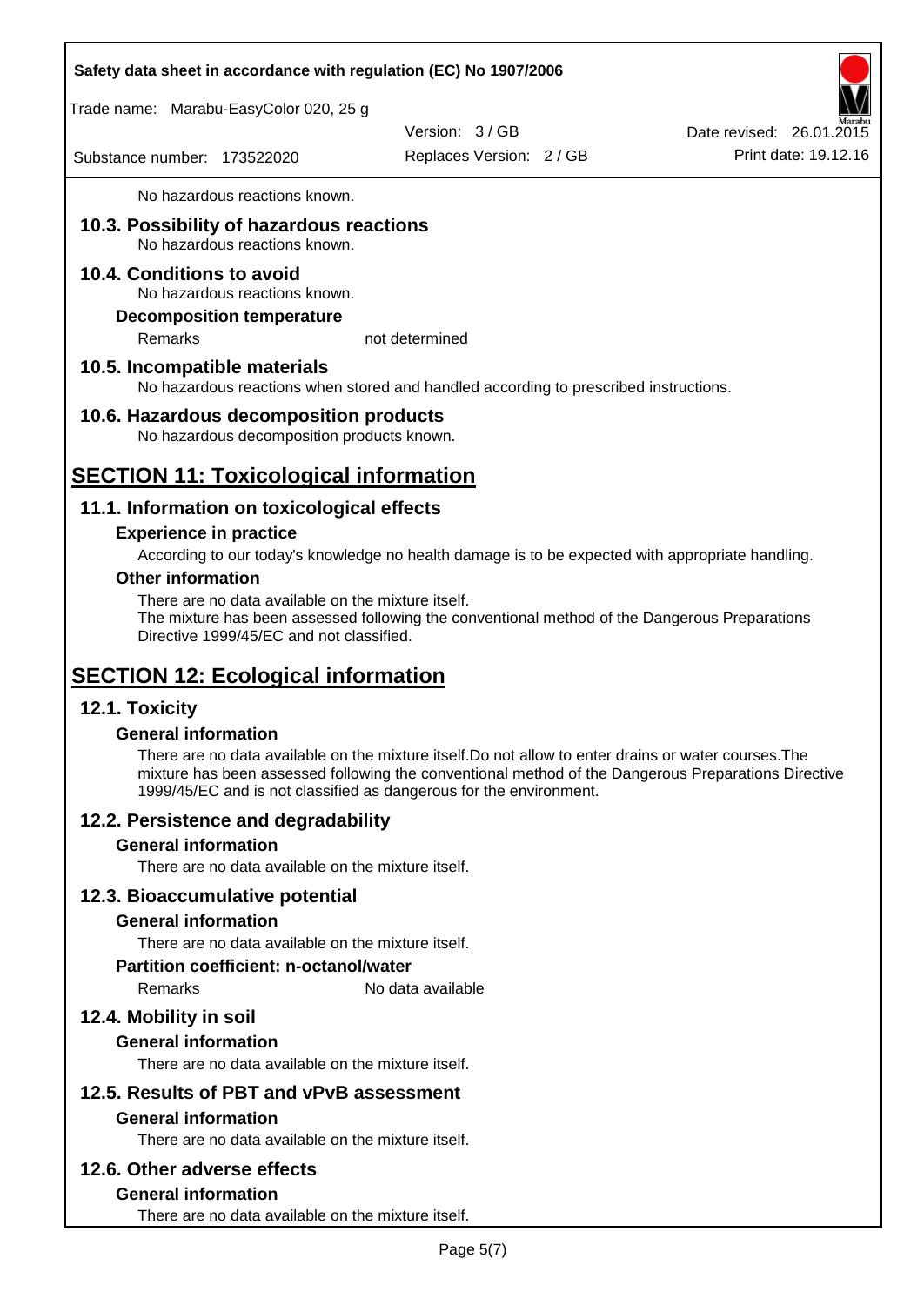No hazardous reactions known.

## 10.3. Possibility of hazardous reactions

No hazardous reactions known.

## 10.4. Conditions to avoid

No hazardous reactions known.

**Decomposition temperature**

| | |
|---|---|
| Remarks | not determined |

## 10.5. Incompatible materials

No hazardous reactions when stored and handled according to prescribed instructions.

## 10.6. Hazardous decomposition products

No hazardous decomposition products known.

# SECTION 11: Toxicological information

## 11.1. Information on toxicological effects

### Experience in practice

According to our today's knowledge no health damage is to be expected with appropriate handling.

### Other information

There are no data available on the mixture itself.
The mixture has been assessed following the conventional method of the Dangerous Preparations Directive 1999/45/EC and not classified.

# SECTION 12: Ecological information

## 12.1. Toxicity

### General information

There are no data available on the mixture itself.Do not allow to enter drains or water courses.The mixture has been assessed following the conventional method of the Dangerous Preparations Directive 1999/45/EC and is not classified as dangerous for the environment.

## 12.2. Persistence and degradability

### General information

There are no data available on the mixture itself.

## 12.3. Bioaccumulative potential

### General information

There are no data available on the mixture itself.

**Partition coefficient: n-octanol/water**

| | |
|---|---|
| Remarks | No data available |

## 12.4. Mobility in soil

### General information

There are no data available on the mixture itself.

## 12.5. Results of PBT and vPvB assessment

### General information

There are no data available on the mixture itself.

## 12.6. Other adverse effects

### General information

There are no data available on the mixture itself.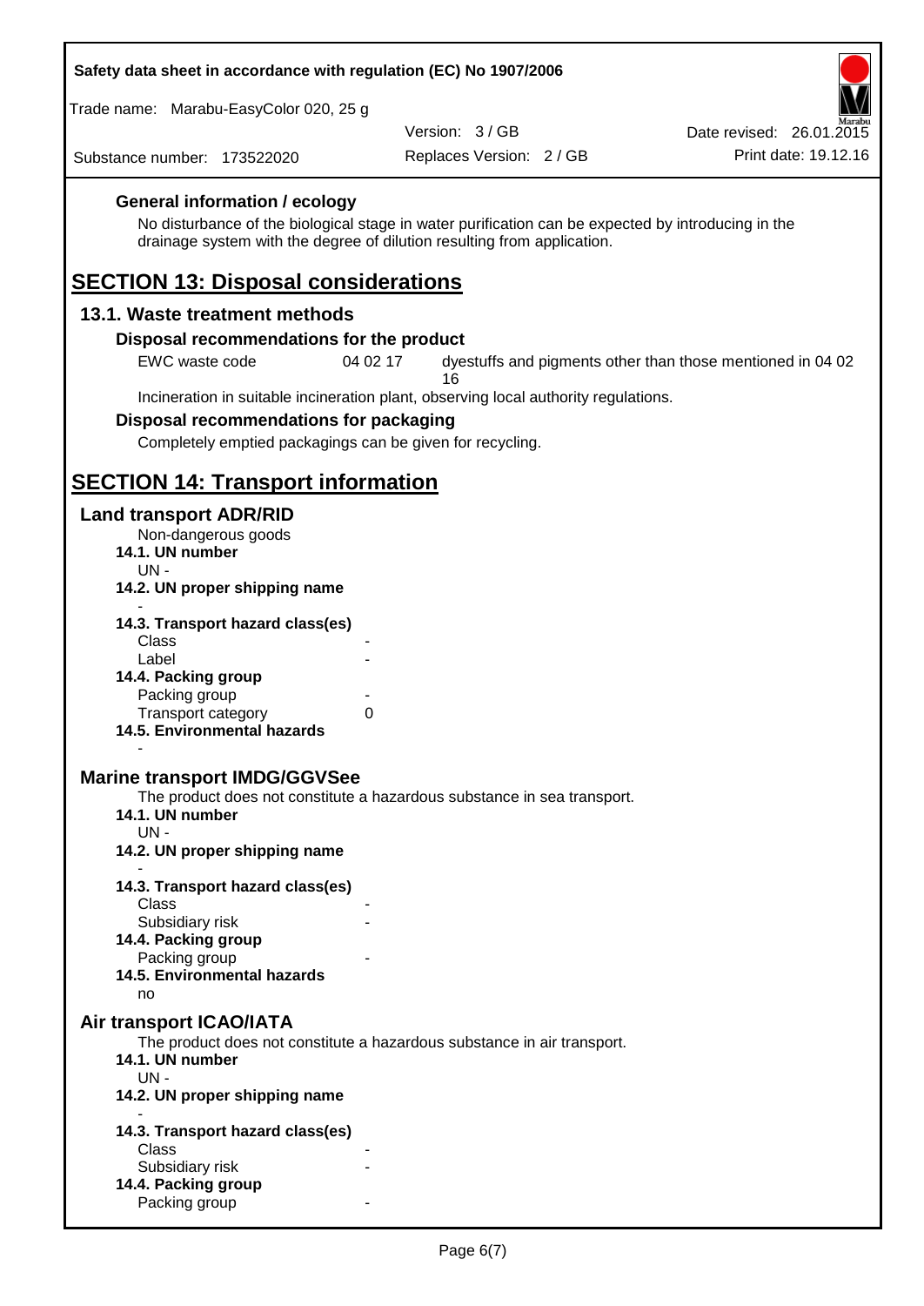### General information / ecology

No disturbance of the biological stage in water purification can be expected by introducing in the drainage system with the degree of dilution resulting from application.

# SECTION 13: Disposal considerations

## 13.1. Waste treatment methods

### Disposal recommendations for the product

| EWC waste code | 04 02 17 | dyestuffs and pigments other than those mentioned in 04 02 16 |
|---|---|---|

Incineration in suitable incineration plant, observing local authority regulations.

### Disposal recommendations for packaging

Completely emptied packagings can be given for recycling.

# SECTION 14: Transport information

## Land transport ADR/RID

Non-dangerous goods

**14.1. UN number**

UN -

**14.2. UN proper shipping name**

-

**14.3. Transport hazard class(es)**

| | |
|---|---|
| Class | - |
| Label | - |

**14.4. Packing group**

| | |
|---|---|
| Packing group | - |
| Transport category | 0 |

**14.5. Environmental hazards**

-

## Marine transport IMDG/GGVSee

The product does not constitute a hazardous substance in sea transport.

**14.1. UN number**

UN -

**14.2. UN proper shipping name**

-

**14.3. Transport hazard class(es)**

| | |
|---|---|
| Class | - |
| Subsidiary risk | - |

**14.4. Packing group**

| | |
|---|---|
| Packing group | - |

**14.5. Environmental hazards**

no

## Air transport ICAO/IATA

The product does not constitute a hazardous substance in air transport.

**14.1. UN number**

UN -

**14.2. UN proper shipping name**

-

**14.3. Transport hazard class(es)**

| | |
|---|---|
| Class | - |
| Subsidiary risk | - |

**14.4. Packing group**

| | |
|---|---|
| Packing group | - |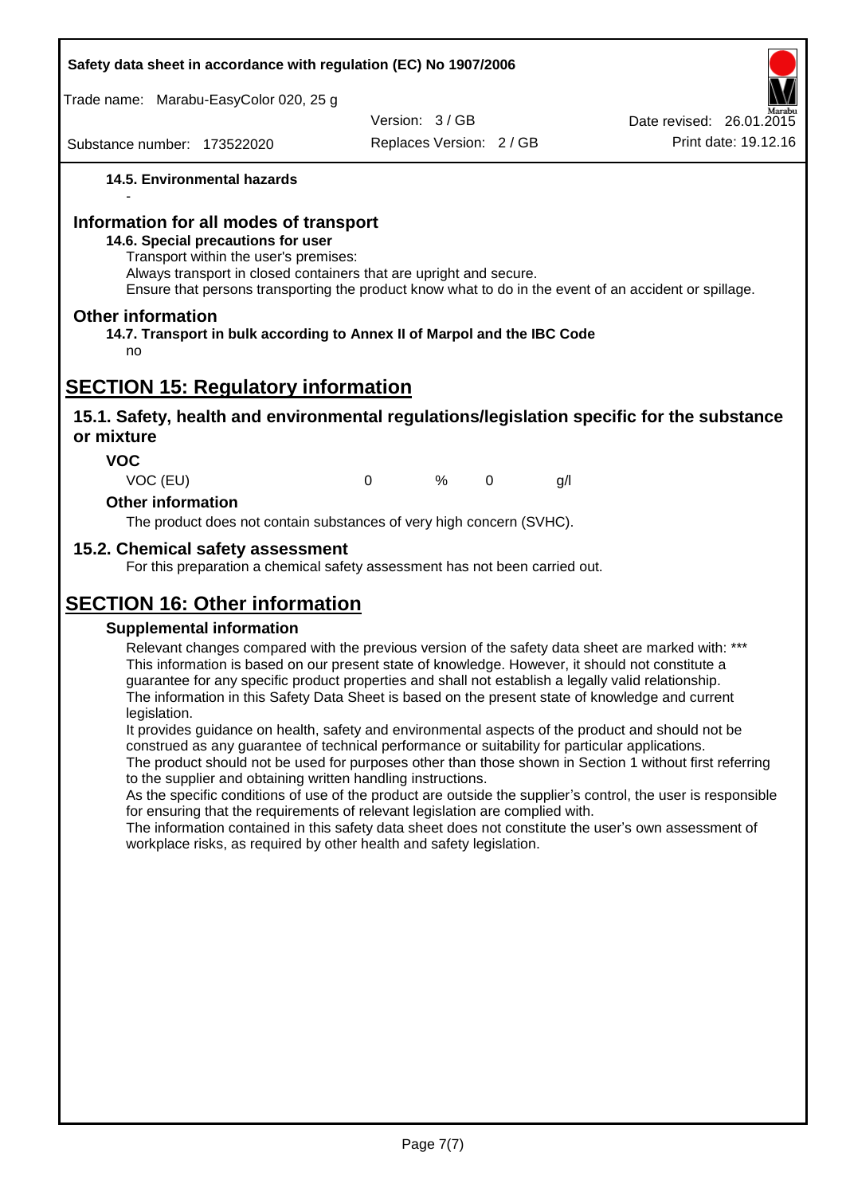#### 14.5. Environmental hazards

-

### Information for all modes of transport

#### 14.6. Special precautions for user

Transport within the user's premises:
Always transport in closed containers that are upright and secure.
Ensure that persons transporting the product know what to do in the event of an accident or spillage.

### Other information

#### 14.7. Transport in bulk according to Annex II of Marpol and the IBC Code

no

## SECTION 15: Regulatory information

### 15.1. Safety, health and environmental regulations/legislation specific for the substance or mixture

**VOC**

| | | | | |
|---|---|---|---|---|
| VOC (EU) | 0 | % | 0 | g/l |

**Other information**

The product does not contain substances of very high concern (SVHC).

### 15.2. Chemical safety assessment

For this preparation a chemical safety assessment has not been carried out.

## SECTION 16: Other information

**Supplemental information**

Relevant changes compared with the previous version of the safety data sheet are marked with: ***
This information is based on our present state of knowledge. However, it should not constitute a guarantee for any specific product properties and shall not establish a legally valid relationship.
The information in this Safety Data Sheet is based on the present state of knowledge and current legislation.
It provides guidance on health, safety and environmental aspects of the product and should not be construed as any guarantee of technical performance or suitability for particular applications.
The product should not be used for purposes other than those shown in Section 1 without first referring to the supplier and obtaining written handling instructions.
As the specific conditions of use of the product are outside the supplier's control, the user is responsible for ensuring that the requirements of relevant legislation are complied with.
The information contained in this safety data sheet does not constitute the user's own assessment of workplace risks, as required by other health and safety legislation.